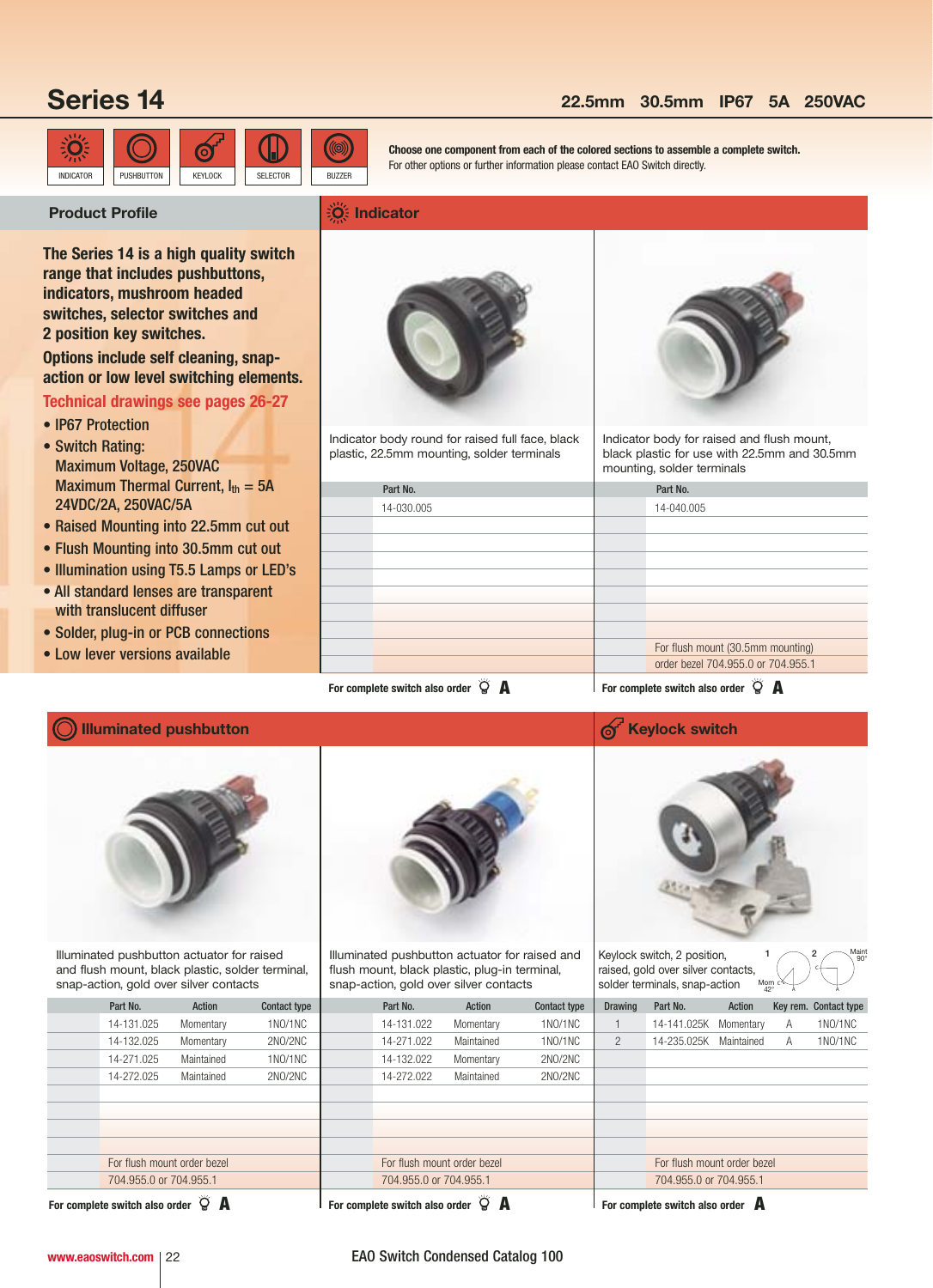# Series 14

**22.5mm 30.5mm IP67 5A 250VAC**

INDICATOR | PUSHBUTTON | KEYLOCK | SELECTOR | BUZZER

**Choose one component from each of the colored sections to assemble a complete switch.**
For other options or further information please contact EAO Switch directly.

## Product Profile

**The Series 14 is a high quality switch range that includes pushbuttons, mushroom headed switches, selector switches and 2 position key switches.**

**Options include self cleaning, snap-action or low level switching elements.**

**Technical drawings see pages 26-27**

- IP67 Protection
- Switch Rating: Maximum Voltage, 250VAC Maximum Thermal Current, $I_{th}$ = 5A 24VDC/2A, 250VAC/5A
- Raised Mounting into 22.5mm cut out
- Flush Mounting into 30.5mm cut out
- Illumination using T5.5 Lamps or LED's
- All standard lenses are transparent with translucent diffuser
- Solder, plug-in or PCB connections
- Low lever versions available

## Indicator

Indicator body round for raised full face, black plastic, 22.5mm mounting, solder terminals

| Part No. |
|---|
| 14-030.005 |

For complete switch also order A

Indicator body for raised and flush mount, black plastic for use with 22.5mm and 30.5mm mounting, solder terminals

| Part No. |
|---|
| 14-040.005 |
| For flush mount (30.5mm mounting) order bezel 704.955.0 or 704.955.1 |

For complete switch also order A

## Illuminated pushbutton

Illuminated pushbutton actuator for raised and flush mount, black plastic, solder terminal, snap-action, gold over silver contacts

| Part No. | Action | Contact type |
|---|---|---|
| 14-131.025 | Momentary | 1NO/1NC |
| 14-132.025 | Momentary | 2NO/2NC |
| 14-271.025 | Maintained | 1NO/1NC |
| 14-272.025 | Maintained | 2NO/2NC |
| For flush mount order bezel 704.955.0 or 704.955.1 | | |

For complete switch also order A

Illuminated pushbutton actuator for raised and flush mount, black plastic, plug-in terminal, snap-action, gold over silver contacts

| Part No. | Action | Contact type |
|---|---|---|
| 14-131.022 | Momentary | 1NO/1NC |
| 14-271.022 | Maintained | 1NO/1NC |
| 14-132.022 | Momentary | 2NO/2NC |
| 14-272.022 | Maintained | 2NO/2NC |
| For flush mount order bezel 704.955.0 or 704.955.1 | | |

For complete switch also order A

## Keylock switch

Keylock switch, 2 position, raised, gold over silver contacts, solder terminals, snap-action

| Drawing | Part No. | Action | Key rem. | Contact type |
|---|---|---|---|---|
| 1 | 14-141.025K | Momentary | A | 1NO/1NC |
| 2 | 14-235.025K | Maintained | A | 1NO/1NC |
| | For flush mount order bezel 704.955.0 or 704.955.1 | | | |

For complete switch also order A

www.eaoswitch.com

EAO Switch Condensed Catalog 100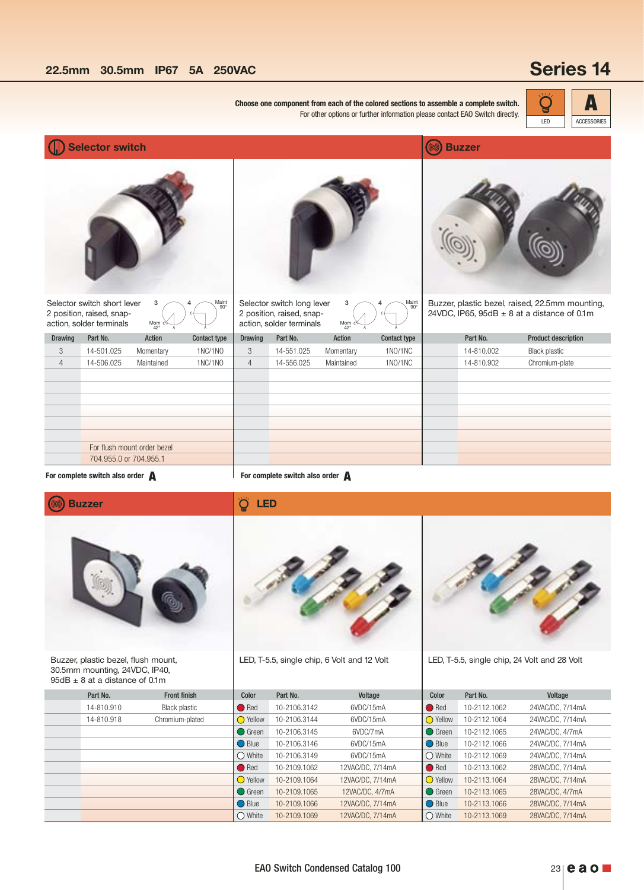22.5mm 30.5mm IP67 5A 250VAC

# Series 14

**Choose one component from each of the colored sections to assemble a complete switch.**
For other options or further information please contact EAO Switch directly.

LED | ACCESSORIES

## Selector switch

Selector switch short lever 2 position, raised, snap-action, solder terminals

| Drawing | Part No. | Action | Contact type |
|---|---|---|---|
| 3 | 14-501.025 | Momentary | 1NC/1NO |
| 4 | 14-506.025 | Maintained | 1NC/1NO |

For flush mount order bezel 704.955.0 or 704.955.1

**For complete switch also order A**

Selector switch long lever 2 position, raised, snap-action, solder terminals

| Drawing | Part No. | Action | Contact type |
|---|---|---|---|
| 3 | 14-551.025 | Momentary | 1NO/1NC |
| 4 | 14-556.025 | Maintained | 1NO/1NC |

**For complete switch also order A**

## Buzzer

Buzzer, plastic bezel, raised, 22.5mm mounting, 24VDC, IP65, 95dB ± 8 at a distance of 0.1m

| Part No. | Product description |
|---|---|
| 14-810.002 | Black plastic |
| 14-810.902 | Chromium-plate |

## Buzzer

Buzzer, plastic bezel, flush mount, 30.5mm mounting, 24VDC, IP40, 95dB ± 8 at a distance of 0.1m

| Part No. | Front finish |
|---|---|
| 14-810.910 | Black plastic |
| 14-810.918 | Chromium-plated |

## LED

LED, T-5.5, single chip, 6 Volt and 12 Volt

| Color | Part No. | Voltage |
|---|---|---|
| Red | 10-2106.3142 | 6VDC/15mA |
| Yellow | 10-2106.3144 | 6VDC/15mA |
| Green | 10-2106.3145 | 6VDC/7mA |
| Blue | 10-2106.3146 | 6VDC/15mA |
| White | 10-2106.3149 | 6VDC/15mA |
| Red | 10-2109.1062 | 12VAC/DC, 7/14mA |
| Yellow | 10-2109.1064 | 12VAC/DC, 7/14mA |
| Green | 10-2109.1065 | 12VAC/DC, 4/7mA |
| Blue | 10-2109.1066 | 12VAC/DC, 7/14mA |
| White | 10-2109.1069 | 12VAC/DC, 7/14mA |

LED, T-5.5, single chip, 24 Volt and 28 Volt

| Color | Part No. | Voltage |
|---|---|---|
| Red | 10-2112.1062 | 24VAC/DC, 7/14mA |
| Yellow | 10-2112.1064 | 24VAC/DC, 7/14mA |
| Green | 10-2112.1065 | 24VAC/DC, 4/7mA |
| Blue | 10-2112.1066 | 24VAC/DC, 7/14mA |
| White | 10-2112.1069 | 24VAC/DC, 7/14mA |
| Red | 10-2113.1062 | 28VAC/DC, 7/14mA |
| Yellow | 10-2113.1064 | 28VAC/DC, 7/14mA |
| Green | 10-2113.1065 | 28VAC/DC, 4/7mA |
| Blue | 10-2113.1066 | 28VAC/DC, 7/14mA |
| White | 10-2113.1069 | 28VAC/DC, 7/14mA |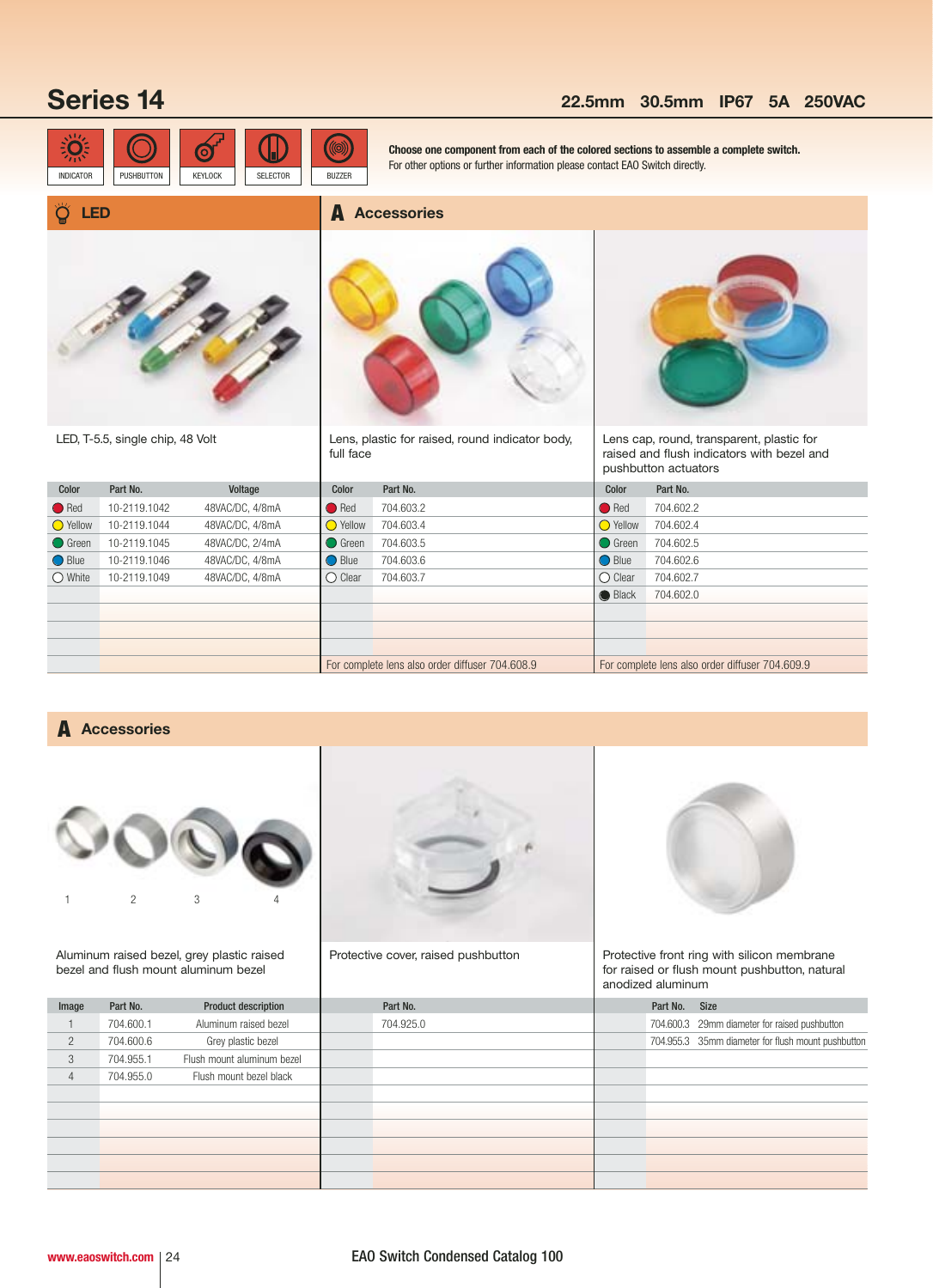# Series 14

**22.5mm 30.5mm IP67 5A 250VAC**

INDICATOR | PUSHBUTTON | KEYLOCK | SELECTOR | BUZZER

**Choose one component from each of the colored sections to assemble a complete switch.**
For other options or further information please contact EAO Switch directly.

## LED

LED, T-5.5, single chip, 48 Volt

| Color | Part No. | Voltage |
|---|---|---|
| Red | 10-2119.1042 | 48VAC/DC, 4/8mA |
| Yellow | 10-2119.1044 | 48VAC/DC, 4/8mA |
| Green | 10-2119.1045 | 48VAC/DC, 2/4mA |
| Blue | 10-2119.1046 | 48VAC/DC, 4/8mA |
| White | 10-2119.1049 | 48VAC/DC, 4/8mA |

## Accessories

Lens, plastic for raised, round indicator body, full face

| Color | Part No. |
|---|---|
| Red | 704.603.2 |
| Yellow | 704.603.4 |
| Green | 704.603.5 |
| Blue | 704.603.6 |
| Clear | 704.603.7 |

For complete lens also order diffuser 704.608.9

Lens cap, round, transparent, plastic for raised and flush indicators with bezel and pushbutton actuators

| Color | Part No. |
|---|---|
| Red | 704.602.2 |
| Yellow | 704.602.4 |
| Green | 704.602.5 |
| Blue | 704.602.6 |
| Clear | 704.602.7 |
| Black | 704.602.0 |

For complete lens also order diffuser 704.609.9

## Accessories

1 2 3 4

Aluminum raised bezel, grey plastic raised bezel and flush mount aluminum bezel

| Image | Part No. | Product description |
|---|---|---|
| 1 | 704.600.1 | Aluminum raised bezel |
| 2 | 704.600.6 | Grey plastic bezel |
| 3 | 704.955.1 | Flush mount aluminum bezel |
| 4 | 704.955.0 | Flush mount bezel black |

Protective cover, raised pushbutton

| Part No. |
|---|
| 704.925.0 |

Protective front ring with silicon membrane for raised or flush mount pushbutton, natural anodized aluminum

| Part No. | Size |
|---|---|
| 704.600.3 | 29mm diameter for raised pushbutton |
| 704.955.3 | 35mm diameter for flush mount pushbutton |

www.eaoswitch.com | EAO Switch Condensed Catalog 100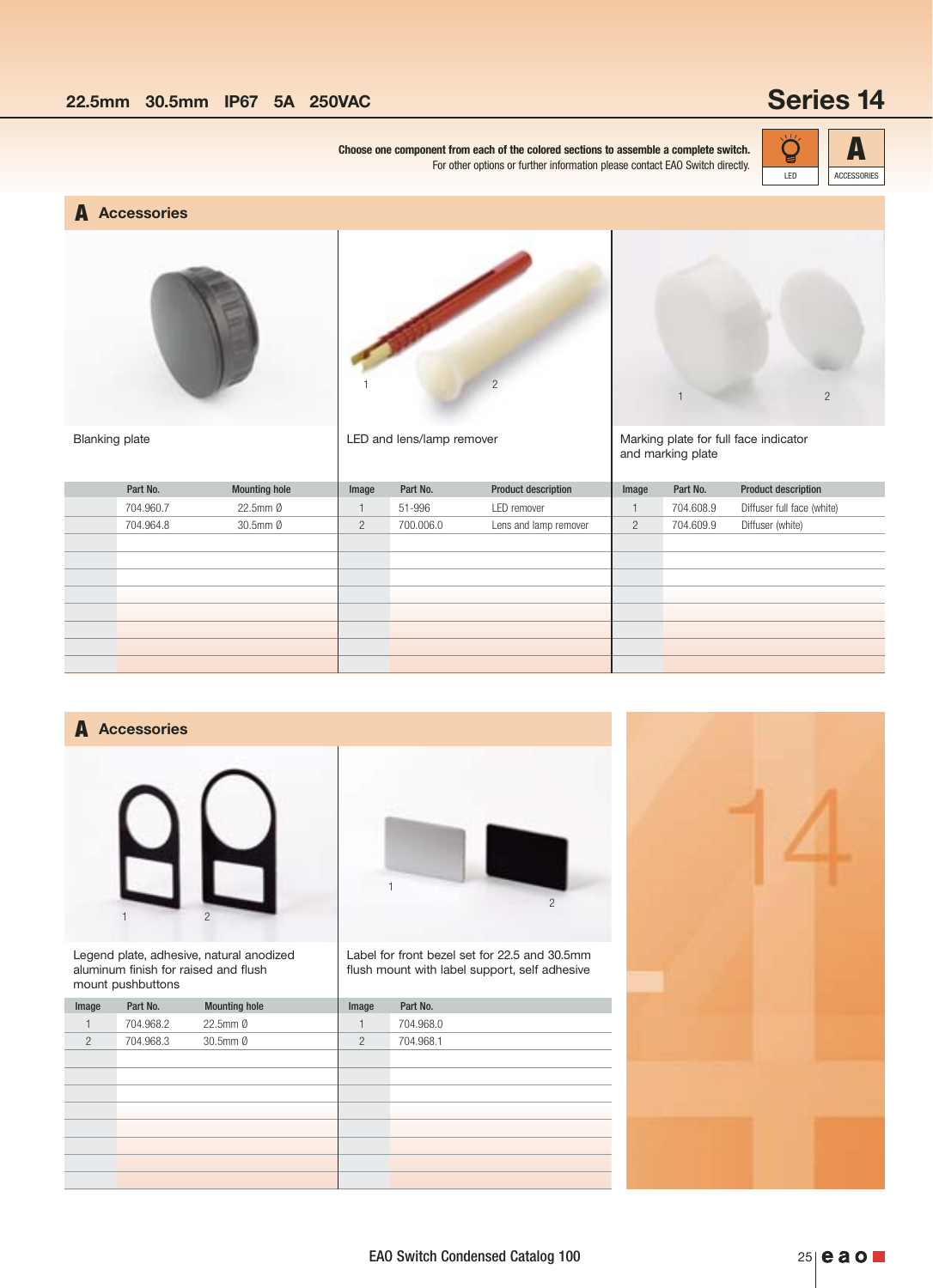22.5mm 30.5mm IP67 5A 250VAC

# Series 14

**Choose one component from each of the colored sections to assemble a complete switch.**
For other options or further information please contact EAO Switch directly.

LED | ACCESSORIES

## A Accessories

### Blanking plate

| Part No. | Mounting hole |
|---|---|
| 704.960.7 | 22.5mm Ø |
| 704.964.8 | 30.5mm Ø |

### LED and lens/lamp remover

| Image | Part No. | Product description |
|---|---|---|
| 1 | 51-996 | LED remover |
| 2 | 700.006.0 | Lens and lamp remover |

### Marking plate for full face indicator and marking plate

| Image | Part No. | Product description |
|---|---|---|
| 1 | 704.608.9 | Diffuser full face (white) |
| 2 | 704.609.9 | Diffuser (white) |

## A Accessories

### Legend plate, adhesive, natural anodized aluminum finish for raised and flush mount pushbuttons

| Image | Part No. | Mounting hole |
|---|---|---|
| 1 | 704.968.2 | 22.5mm Ø |
| 2 | 704.968.3 | 30.5mm Ø |

### Label for front bezel set for 22.5 and 30.5mm flush mount with label support, self adhesive

| Image | Part No. |
|---|---|
| 1 | 704.968.0 |
| 2 | 704.968.1 |

EAO Switch Condensed Catalog 100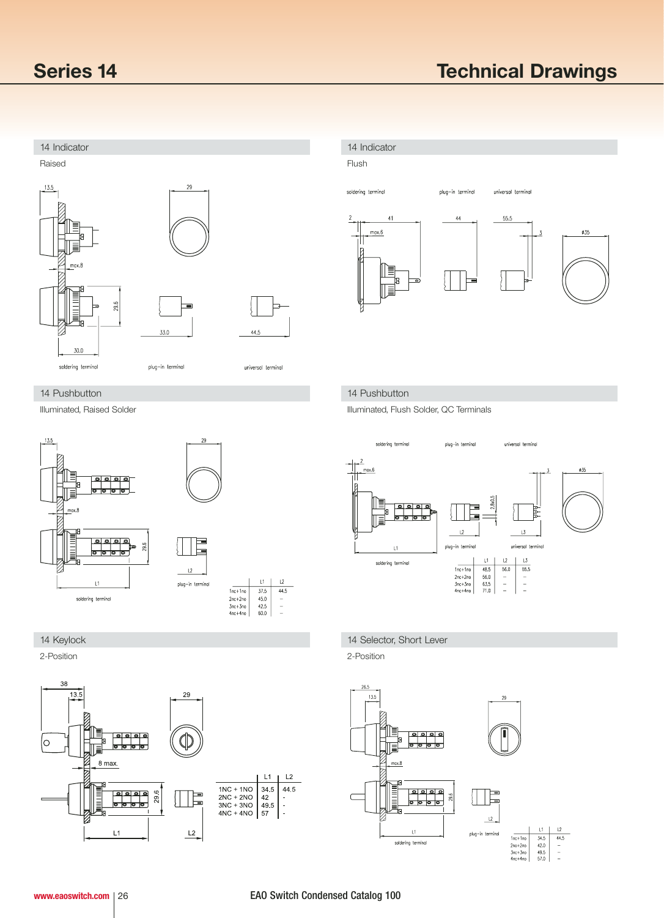## 14 Indicator

Raised

13.5 | 29 | max.8 | 29.6 | 33.0 | 44.5 | 30.0

soldering terminal | plug-in terminal | universal terminal

## 14 Indicator

Flush

soldering terminal | plug-in terminal | universal terminal

2 | 41 | max.6 | 44 | 55.5 | 3 | ø35

## 14 Pushbutton

Illuminated, Raised Solder

13.5 | 29 | max.8 | 29.6 | L1 | L2

soldering terminal | plug-in terminal

| | L1 | L2 |
|---|---|---|
| 1nc+1no | 37.5 | 44.5 |
| 2nc+2no | 45.0 | – |
| 3nc+3no | 42.5 | – |
| 4nc+4no | 60.0 | – |

## 14 Pushbutton

Illuminated, Flush Solder, QC Terminals

soldering terminal | plug-in terminal | universal terminal

2 | max.6 | 2.8x0.5 | 3 | ø35 | L1 | L2 | L3

| | L1 | L2 | L3 |
|---|---|---|---|
| 1nc+1no | 48.5 | 56.0 | 55.5 |
| 2nc+2no | 56.0 | – | – |
| 3nc+3no | 63.5 | – | – |
| 4nc+4no | 71.0 | – | – |

## 14 Keylock

2-Position

38 | 13.5 | 29 | 8 max. | 29.6 | L1 | L2

| | L1 | L2 |
|---|---|---|
| 1NC + 1NO | 34.5 | 44.5 |
| 2NC + 2NO | 42 | - |
| 3NC + 3NO | 49.5 | - |
| 4NC + 4NO | 57 | - |

## 14 Selector, Short Lever

2-Position

26.5 | 13.5 | 29 | max.8 | 29.6 | L1 | L2

soldering terminal | plug-in terminal

| | L1 | L2 |
|---|---|---|
| 1nc+1no | 34.5 | 44.5 |
| 2nc+2no | 42.0 | – |
| 3nc+3no | 49.5 | – |
| 4nc+4no | 57.0 | – |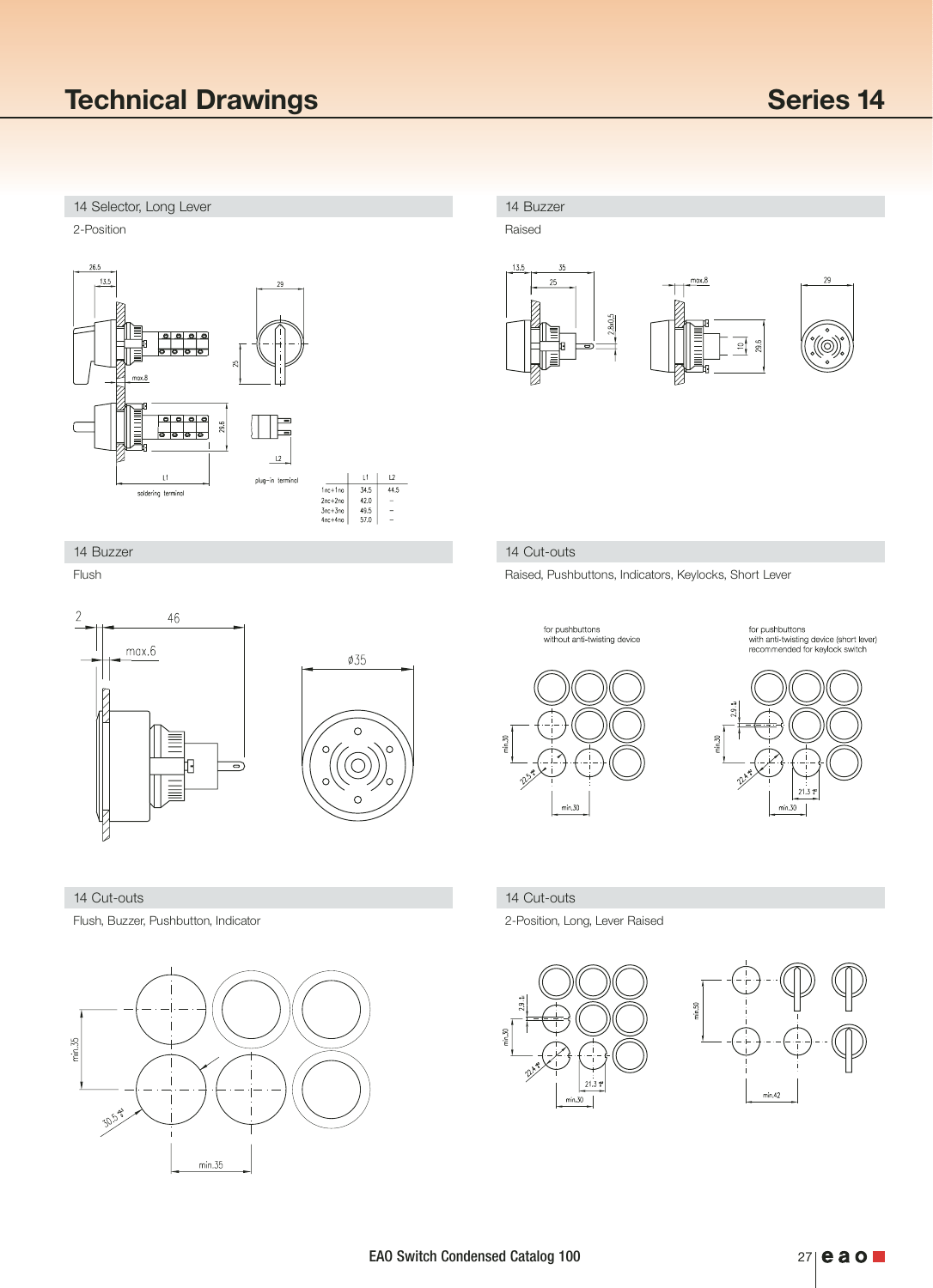# Technical Drawings

## Series 14

### 14 Selector, Long Lever

2-Position

26.5
13.5
29
max.8
25
29.6
L2
L1
soldering terminal
plug-in terminal

| | L1 | L2 |
|---|---|---|
| 1nc+1no | 34.5 | 44.5 |
| 2nc+2no | 42.0 | – |
| 3nc+3no | 49.5 | – |
| 4nc+4no | 57.0 | – |

### 14 Buzzer

Raised

13.5
35
25
2.8x0.5
max.8
10
29.6
29

### 14 Buzzer

Flush

2
46
max.6
ø35

### 14 Cut-outs

Raised, Pushbuttons, Indicators, Keylocks, Short Lever

for pushbuttons without anti-twisting device

min.30
22.5
min.30

for pushbuttons with anti-twisting device (short lever) recommended for keylock switch

2.9
min.30
22.4
21.3
min.30

### 14 Cut-outs

Flush, Buzzer, Pushbutton, Indicator

min.35
30.5
min.35

### 14 Cut-outs

2-Position, Long, Lever Raised

2.9
min.30
22.4
21.3
min.30
min.50
min.42

EAO Switch Condensed Catalog 100